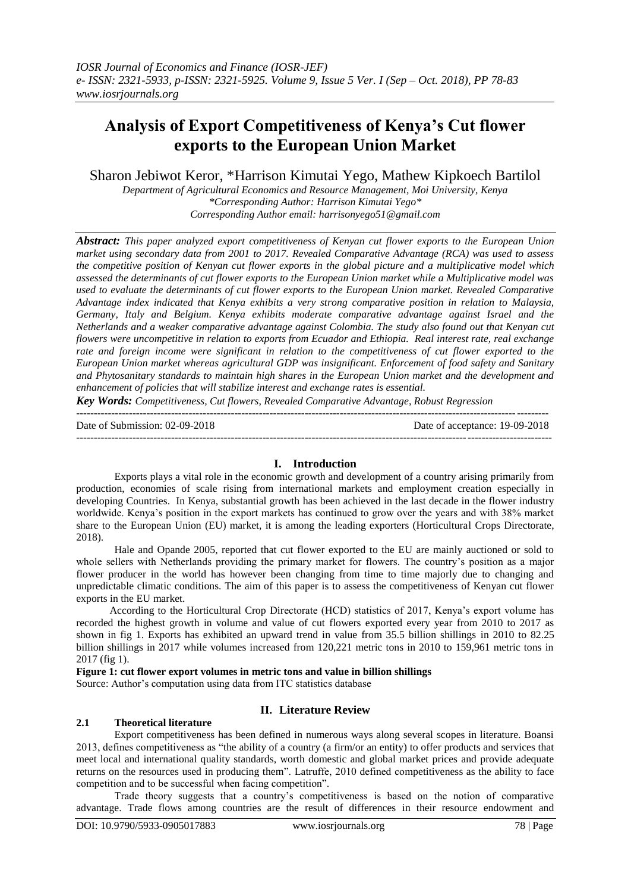# Analysis of Export Competitiveness of Kenya's Cut flower exports to the European Union Market

Sharon Jebiwot Keror, *Harrison Kimutai Yego, Mathew Kipkoech Bartilol

*Department of Agricultural Economics and Resource Management, Moi University, Kenya*
*\*Corresponding Author: Harrison Kimutai Yego\**
*Corresponding Author email: harrisonyego51@gmail.com*

***Abstract:*** *This paper analyzed export competitiveness of Kenyan cut flower exports to the European Union market using secondary data from 2001 to 2017. Revealed Comparative Advantage (RCA) was used to assess the competitive position of Kenyan cut flower exports in the global picture and a multiplicative model which assessed the determinants of cut flower exports to the European Union market while a Multiplicative model was used to evaluate the determinants of cut flower exports to the European Union market. Revealed Comparative Advantage index indicated that Kenya exhibits a very strong comparative position in relation to Malaysia, Germany, Italy and Belgium. Kenya exhibits moderate comparative advantage against Israel and the Netherlands and a weaker comparative advantage against Colombia. The study also found out that Kenyan cut flowers were uncompetitive in relation to exports from Ecuador and Ethiopia. Real interest rate, real exchange rate and foreign income were significant in relation to the competitiveness of cut flower exported to the European Union market whereas agricultural GDP was insignificant. Enforcement of food safety and Sanitary and Phytosanitary standards to maintain high shares in the European Union market and the development and enhancement of policies that will stabilize interest and exchange rates is essential.*

***Key Words:*** *Competitiveness, Cut flowers, Revealed Comparative Advantage, Robust Regression*

Date of Submission: 02-09-2018 | Date of acceptance: 19-09-2018

## I. Introduction

Exports plays a vital role in the economic growth and development of a country arising primarily from production, economies of scale rising from international markets and employment creation especially in developing Countries. In Kenya, substantial growth has been achieved in the last decade in the flower industry worldwide. Kenya's position in the export markets has continued to grow over the years and with 38% market share to the European Union (EU) market, it is among the leading exporters (Horticultural Crops Directorate, 2018).

Hale and Opande 2005, reported that cut flower exported to the EU are mainly auctioned or sold to whole sellers with Netherlands providing the primary market for flowers. The country's position as a major flower producer in the world has however been changing from time to time majorly due to changing and unpredictable climatic conditions. The aim of this paper is to assess the competitiveness of Kenyan cut flower exports in the EU market.

According to the Horticultural Crop Directorate (HCD) statistics of 2017, Kenya's export volume has recorded the highest growth in volume and value of cut flowers exported every year from 2010 to 2017 as shown in fig 1. Exports has exhibited an upward trend in value from 35.5 billion shillings in 2010 to 82.25 billion shillings in 2017 while volumes increased from 120,221 metric tons in 2010 to 159,961 metric tons in 2017 (fig 1).

**Figure 1: cut flower export volumes in metric tons and value in billion shillings**
Source: Author's computation using data from ITC statistics database

## II. Literature Review

### 2.1 Theoretical literature

Export competitiveness has been defined in numerous ways along several scopes in literature. Boansi 2013, defines competitiveness as "the ability of a country (a firm/or an entity) to offer products and services that meet local and international quality standards, worth domestic and global market prices and provide adequate returns on the resources used in producing them". Latruffe, 2010 defined competitiveness as the ability to face competition and to be successful when facing competition".

Trade theory suggests that a country's competitiveness is based on the notion of comparative advantage. Trade flows among countries are the result of differences in their resource endowment and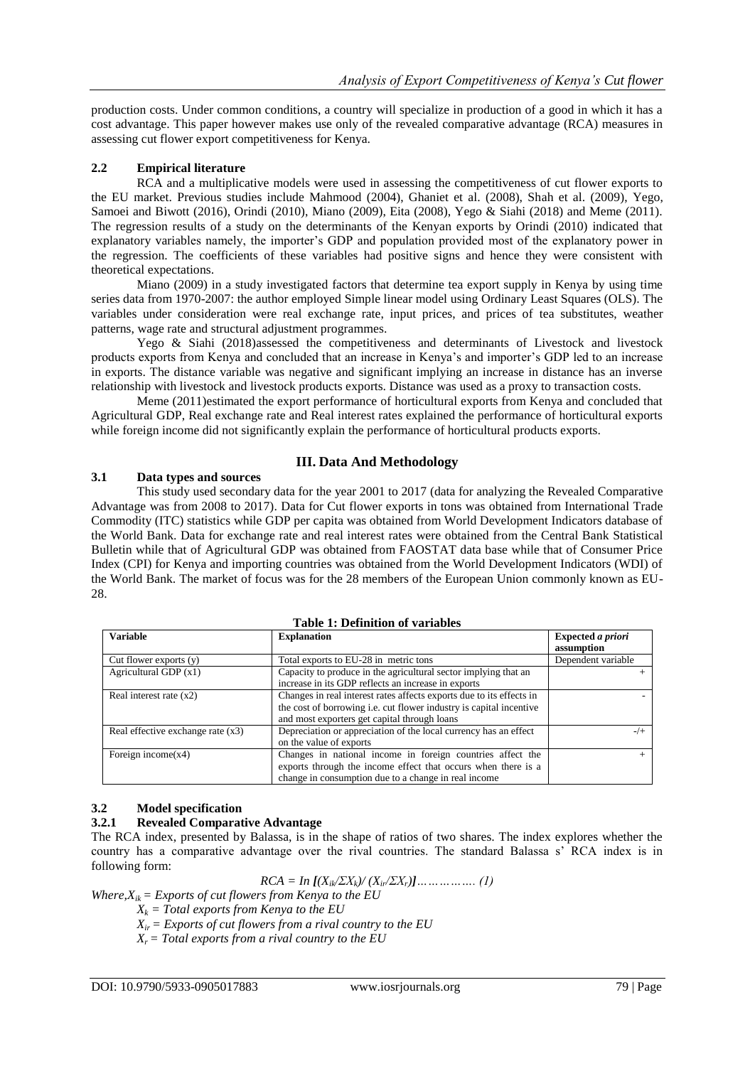production costs. Under common conditions, a country will specialize in production of a good in which it has a cost advantage. This paper however makes use only of the revealed comparative advantage (RCA) measures in assessing cut flower export competitiveness for Kenya.

### 2.2 Empirical literature

RCA and a multiplicative models were used in assessing the competitiveness of cut flower exports to the EU market. Previous studies include Mahmood (2004), Ghaniet et al. (2008), Shah et al. (2009), Yego, Samoei and Biwott (2016), Orindi (2010), Miano (2009), Eita (2008), Yego & Siahi (2018) and Meme (2011). The regression results of a study on the determinants of the Kenyan exports by Orindi (2010) indicated that explanatory variables namely, the importer's GDP and population provided most of the explanatory power in the regression. The coefficients of these variables had positive signs and hence they were consistent with theoretical expectations.

Miano (2009) in a study investigated factors that determine tea export supply in Kenya by using time series data from 1970-2007: the author employed Simple linear model using Ordinary Least Squares (OLS). The variables under consideration were real exchange rate, input prices, and prices of tea substitutes, weather patterns, wage rate and structural adjustment programmes.

Yego & Siahi (2018)assessed the competitiveness and determinants of Livestock and livestock products exports from Kenya and concluded that an increase in Kenya's and importer's GDP led to an increase in exports. The distance variable was negative and significant implying an increase in distance has an inverse relationship with livestock and livestock products exports. Distance was used as a proxy to transaction costs.

Meme (2011)estimated the export performance of horticultural exports from Kenya and concluded that Agricultural GDP, Real exchange rate and Real interest rates explained the performance of horticultural exports while foreign income did not significantly explain the performance of horticultural products exports.

## III. Data And Methodology

### 3.1 Data types and sources

This study used secondary data for the year 2001 to 2017 (data for analyzing the Revealed Comparative Advantage was from 2008 to 2017). Data for Cut flower exports in tons was obtained from International Trade Commodity (ITC) statistics while GDP per capita was obtained from World Development Indicators database of the World Bank. Data for exchange rate and real interest rates were obtained from the Central Bank Statistical Bulletin while that of Agricultural GDP was obtained from FAOSTAT data base while that of Consumer Price Index (CPI) for Kenya and importing countries was obtained from the World Development Indicators (WDI) of the World Bank. The market of focus was for the 28 members of the European Union commonly known as EU-28.

**Table 1: Definition of variables**

| Variable | Explanation | Expected *a priori* assumption |
|---|---|---|
| Cut flower exports (y) | Total exports to EU-28 in metric tons | Dependent variable |
| Agricultural GDP (x1) | Capacity to produce in the agricultural sector implying that an increase in its GDP reflects an increase in exports | + |
| Real interest rate (x2) | Changes in real interest rates affects exports due to its effects in the cost of borrowing i.e. cut flower industry is capital incentive and most exporters get capital through loans | - |
| Real effective exchange rate (x3) | Depreciation or appreciation of the local currency has an effect on the value of exports | -/+ |
| Foreign income(x4) | Changes in national income in foreign countries affect the exports through the income effect that occurs when there is a change in consumption due to a change in real income | + |

### 3.2 Model specification

#### 3.2.1 Revealed Comparative Advantage

The RCA index, presented by Balassa, is in the shape of ratios of two shares. The index explores whether the country has a comparative advantage over the rival countries. The standard Balassa s' RCA index is in following form:

$$RCA = In\ [(X_{ik}/\Sigma X_k)/\ (X_{ir}/\Sigma X_r)] \ldots\ldots\ldots\ldots\ldots (1)$$

*Where,* $X_{ik}$ *= Exports of cut flowers from Kenya to the EU*

$X_k$ *= Total exports from Kenya to the EU*

$X_{ir}$ *= Exports of cut flowers from a rival country to the EU*

$X_r$ *= Total exports from a rival country to the EU*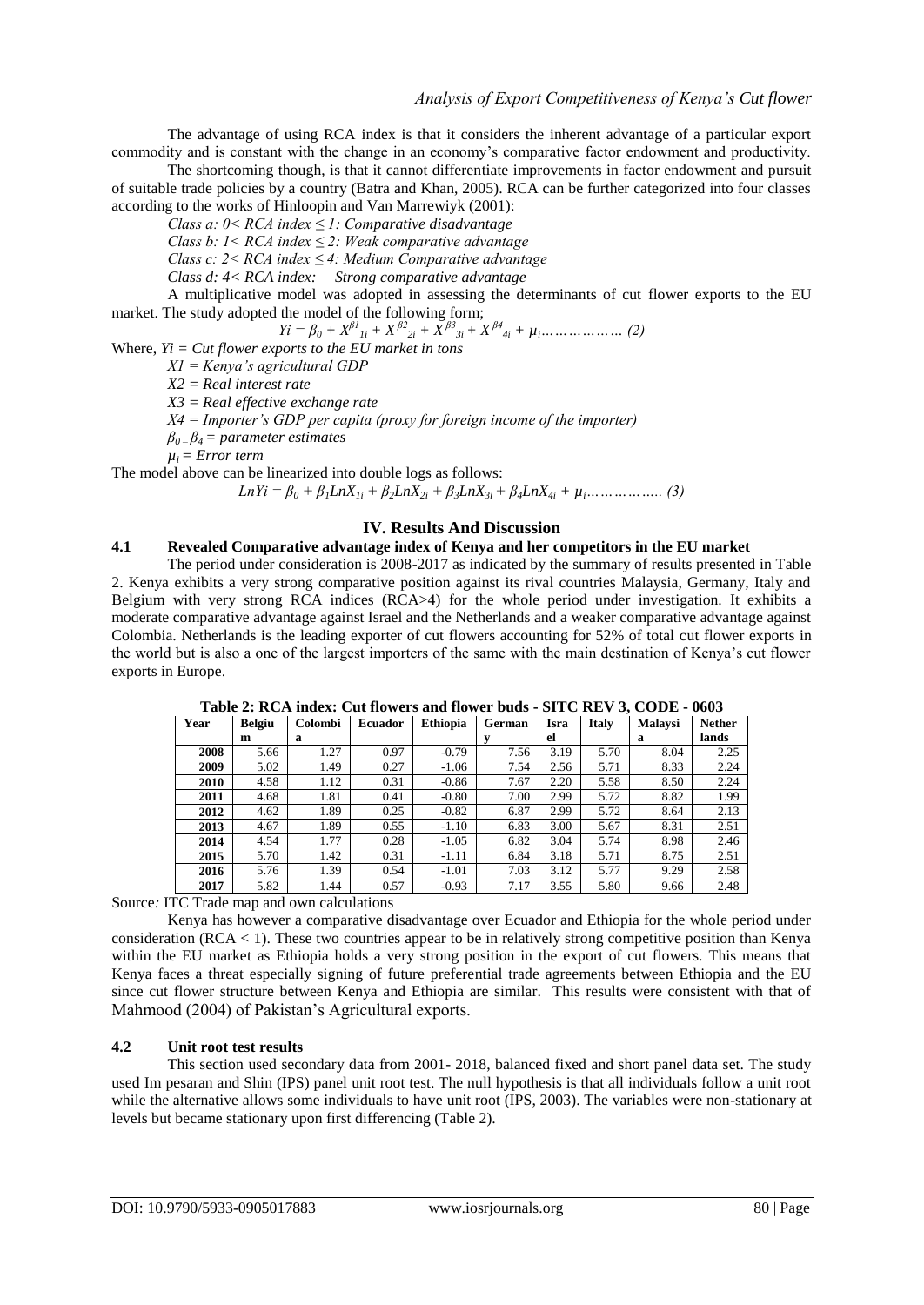The advantage of using RCA index is that it considers the inherent advantage of a particular export commodity and is constant with the change in an economy's comparative factor endowment and productivity.

The shortcoming though, is that it cannot differentiate improvements in factor endowment and pursuit of suitable trade policies by a country (Batra and Khan, 2005). RCA can be further categorized into four classes according to the works of Hinloopin and Van Marrewiyk (2001):

*Class a: 0< RCA index ≤ 1: Comparative disadvantage*

*Class b: 1< RCA index ≤ 2: Weak comparative advantage*

*Class c: 2< RCA index ≤ 4: Medium Comparative advantage*

*Class d: 4< RCA index: Strong comparative advantage*

A multiplicative model was adopted in assessing the determinants of cut flower exports to the EU market. The study adopted the model of the following form;

$$Yi = \beta_0 + X^{\beta 1}_{1i} + X^{\beta 2}_{2i} + X^{\beta 3}_{3i} + X^{\beta 4}_{4i} + \mu_i \ldots\ldots\ldots\ldots\ldots\ldots (2)$$

Where, *Yi = Cut flower exports to the EU market in tons*

*X1 = Kenya's agricultural GDP*

*X2 = Real interest rate*

*X3 = Real effective exchange rate*

*X4 = Importer's GDP per capita (proxy for foreign income of the importer)*

$\beta_0 - \beta_4$ *= parameter estimates*

$\mu_i$ *= Error term*

The model above can be linearized into double logs as follows:

$$LnYi = \beta_0 + \beta_1 LnX_{1i} + \beta_2 LnX_{2i} + \beta_3 LnX_{3i} + \beta_4 LnX_{4i} + \mu_i \ldots\ldots\ldots\ldots\ldots. (3)$$

## IV. Results And Discussion

### 4.1 Revealed Comparative advantage index of Kenya and her competitors in the EU market

The period under consideration is 2008-2017 as indicated by the summary of results presented in Table 2. Kenya exhibits a very strong comparative position against its rival countries Malaysia, Germany, Italy and Belgium with very strong RCA indices (RCA>4) for the whole period under investigation. It exhibits a moderate comparative advantage against Israel and the Netherlands and a weaker comparative advantage against Colombia. Netherlands is the leading exporter of cut flowers accounting for 52% of total cut flower exports in the world but is also a one of the largest importers of the same with the main destination of Kenya's cut flower exports in Europe.

**Table 2: RCA index: Cut flowers and flower buds - SITC REV 3, CODE - 0603**

| Year | Belgium | Colombia | Ecuador | Ethiopia | Germany | Israel | Italy | Malaysia | Netherlands |
|---|---|---|---|---|---|---|---|---|---|
| **2008** | 5.66 | 1.27 | 0.97 | -0.79 | 7.56 | 3.19 | 5.70 | 8.04 | 2.25 |
| **2009** | 5.02 | 1.49 | 0.27 | -1.06 | 7.54 | 2.56 | 5.71 | 8.33 | 2.24 |
| **2010** | 4.58 | 1.12 | 0.31 | -0.86 | 7.67 | 2.20 | 5.58 | 8.50 | 2.24 |
| **2011** | 4.68 | 1.81 | 0.41 | -0.80 | 7.00 | 2.99 | 5.72 | 8.82 | 1.99 |
| **2012** | 4.62 | 1.89 | 0.25 | -0.82 | 6.87 | 2.99 | 5.72 | 8.64 | 2.13 |
| **2013** | 4.67 | 1.89 | 0.55 | -1.10 | 6.83 | 3.00 | 5.67 | 8.31 | 2.51 |
| **2014** | 4.54 | 1.77 | 0.28 | -1.05 | 6.82 | 3.04 | 5.74 | 8.98 | 2.46 |
| **2015** | 5.70 | 1.42 | 0.31 | -1.11 | 6.84 | 3.18 | 5.71 | 8.75 | 2.51 |
| **2016** | 5.76 | 1.39 | 0.54 | -1.01 | 7.03 | 3.12 | 5.77 | 9.29 | 2.58 |
| **2017** | 5.82 | 1.44 | 0.57 | -0.93 | 7.17 | 3.55 | 5.80 | 9.66 | 2.48 |

Source*:* ITC Trade map and own calculations

Kenya has however a comparative disadvantage over Ecuador and Ethiopia for the whole period under consideration (RCA < 1). These two countries appear to be in relatively strong competitive position than Kenya within the EU market as Ethiopia holds a very strong position in the export of cut flowers. This means that Kenya faces a threat especially signing of future preferential trade agreements between Ethiopia and the EU since cut flower structure between Kenya and Ethiopia are similar. This results were consistent with that of Mahmood (2004) of Pakistan's Agricultural exports.

### 4.2 Unit root test results

This section used secondary data from 2001- 2018, balanced fixed and short panel data set. The study used Im pesaran and Shin (IPS) panel unit root test. The null hypothesis is that all individuals follow a unit root while the alternative allows some individuals to have unit root (IPS, 2003). The variables were non-stationary at levels but became stationary upon first differencing (Table 2).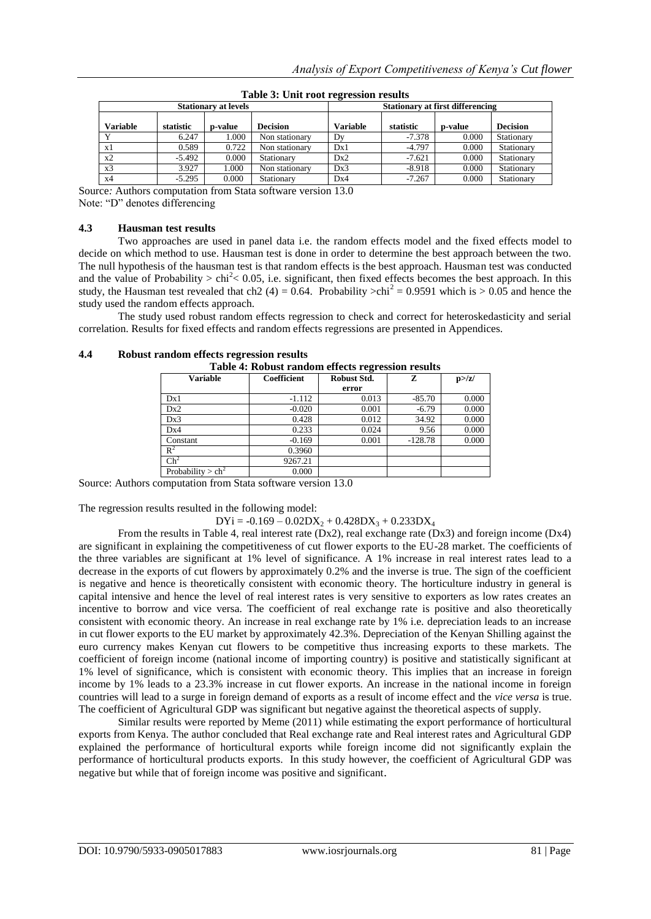**Table 3: Unit root regression results**

| Stationary at levels | | | | Stationary at first differencing | | | |
|---|---|---|---|---|---|---|---|
| Variable | statistic | p-value | Decision | Variable | statistic | p-value | Decision |
| Y | 6.247 | 1.000 | Non stationary | Dy | -7.378 | 0.000 | Stationary |
| x1 | 0.589 | 0.722 | Non stationary | Dx1 | -4.797 | 0.000 | Stationary |
| x2 | -5.492 | 0.000 | Stationary | Dx2 | -7.621 | 0.000 | Stationary |
| x3 | 3.927 | 1.000 | Non stationary | Dx3 | -8.918 | 0.000 | Stationary |
| x4 | -5.295 | 0.000 | Stationary | Dx4 | -7.267 | 0.000 | Stationary |

Source*:* Authors computation from Stata software version 13.0
Note: "D" denotes differencing

### 4.3 Hausman test results

Two approaches are used in panel data i.e. the random effects model and the fixed effects model to decide on which method to use. Hausman test is done in order to determine the best approach between the two. The null hypothesis of the hausman test is that random effects is the best approach. Hausman test was conducted and the value of Probability > $chi^2$< 0.05, i.e. significant, then fixed effects becomes the best approach. In this study, the Hausman test revealed that ch2 (4) = 0.64. Probability >$chi^2$ = 0.9591 which is > 0.05 and hence the study used the random effects approach.

The study used robust random effects regression to check and correct for heteroskedasticity and serial correlation. Results for fixed effects and random effects regressions are presented in Appendices.

### 4.4 Robust random effects regression results

**Table 4: Robust random effects regression results**

| Variable | Coefficient | Robust Std. error | Z | p>/z/ |
|---|---|---|---|---|
| Dx1 | -1.112 | 0.013 | -85.70 | 0.000 |
| Dx2 | -0.020 | 0.001 | -6.79 | 0.000 |
| Dx3 | 0.428 | 0.012 | 34.92 | 0.000 |
| Dx4 | 0.233 | 0.024 | 9.56 | 0.000 |
| Constant | -0.169 | 0.001 | -128.78 | 0.000 |
| $R^2$ | 0.3960 | | | |
| $Ch^2$ | 9267.21 | | | |
| Probability > $ch^2$ | 0.000 | | | |

Source: Authors computation from Stata software version 13.0

The regression results resulted in the following model:

$$DYi = -0.169 – 0.02DX_2 + 0.428DX_3 + 0.233DX_4$$

From the results in Table 4, real interest rate (Dx2), real exchange rate (Dx3) and foreign income (Dx4) are significant in explaining the competitiveness of cut flower exports to the EU-28 market. The coefficients of the three variables are significant at 1% level of significance. A 1% increase in real interest rates lead to a decrease in the exports of cut flowers by approximately 0.2% and the inverse is true. The sign of the coefficient is negative and hence is theoretically consistent with economic theory. The horticulture industry in general is capital intensive and hence the level of real interest rates is very sensitive to exporters as low rates creates an incentive to borrow and vice versa. The coefficient of real exchange rate is positive and also theoretically consistent with economic theory. An increase in real exchange rate by 1% i.e. depreciation leads to an increase in cut flower exports to the EU market by approximately 42.3%. Depreciation of the Kenyan Shilling against the euro currency makes Kenyan cut flowers to be competitive thus increasing exports to these markets. The coefficient of foreign income (national income of importing country) is positive and statistically significant at 1% level of significance, which is consistent with economic theory. This implies that an increase in foreign income by 1% leads to a 23.3% increase in cut flower exports. An increase in the national income in foreign countries will lead to a surge in foreign demand of exports as a result of income effect and the *vice versa* is true. The coefficient of Agricultural GDP was significant but negative against the theoretical aspects of supply.

Similar results were reported by Meme (2011) while estimating the export performance of horticultural exports from Kenya. The author concluded that Real exchange rate and Real interest rates and Agricultural GDP explained the performance of horticultural exports while foreign income did not significantly explain the performance of horticultural products exports. In this study however, the coefficient of Agricultural GDP was negative but while that of foreign income was positive and significant.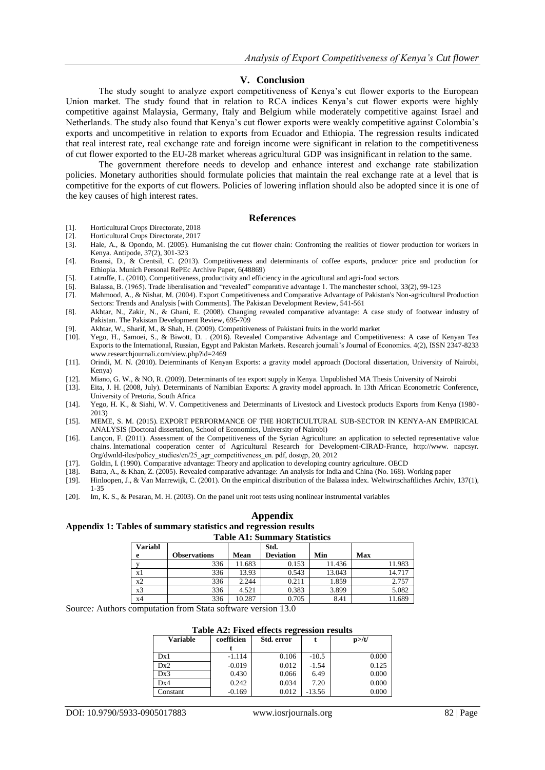## V. Conclusion

The study sought to analyze export competitiveness of Kenya's cut flower exports to the European Union market. The study found that in relation to RCA indices Kenya's cut flower exports were highly competitive against Malaysia, Germany, Italy and Belgium while moderately competitive against Israel and Netherlands. The study also found that Kenya's cut flower exports were weakly competitive against Colombia's exports and uncompetitive in relation to exports from Ecuador and Ethiopia. The regression results indicated that real interest rate, real exchange rate and foreign income were significant in relation to the competitiveness of cut flower exported to the EU-28 market whereas agricultural GDP was insignificant in relation to the same.

The government therefore needs to develop and enhance interest and exchange rate stabilization policies. Monetary authorities should formulate policies that maintain the real exchange rate at a level that is competitive for the exports of cut flowers. Policies of lowering inflation should also be adopted since it is one of the key causes of high interest rates.

## References

- [1]. Horticultural Crops Directorate, 2018
- [2]. Horticultural Crops Directorate, 2017
- [3]. Hale, A., & Opondo, M. (2005). Humanising the cut flower chain: Confronting the realities of flower production for workers in Kenya. Antipode, 37(2), 301-323
- [4]. Boansi, D., & Crentsil, C. (2013). Competitiveness and determinants of coffee exports, producer price and production for Ethiopia. Munich Personal RePEc Archive Paper, 6(48869)
- [5]. Latruffe, L. (2010). Competitiveness, productivity and efficiency in the agricultural and agri-food sectors
- [6]. Balassa, B. (1965). Trade liberalisation and "revealed" comparative advantage 1. The manchester school, 33(2), 99-123
- [7]. Mahmood, A., & Nishat, M. (2004). Export Competitiveness and Comparative Advantage of Pakistan's Non-agricultural Production Sectors: Trends and Analysis [with Comments]. The Pakistan Development Review, 541-561
- [8]. Akhtar, N., Zakir, N., & Ghani, E. (2008). Changing revealed comparative advantage: A case study of footwear industry of Pakistan. The Pakistan Development Review, 695-709
- [9]. Akhtar, W., Sharif, M., & Shah, H. (2009). Competitiveness of Pakistani fruits in the world market
- [10]. Yego, H., Samoei, S., & Biwott, D. . (2016). Revealed Comparative Advantage and Competitiveness: A case of Kenyan Tea Exports to the International, Russian, Egypt and Pakistan Markets. Research journali's Journal of Economics. 4(2), ISSN 2347-8233 www.researchjournali.com/view.php?id=2469
- [11]. Orindi, M. N. (2010). Determinants of Kenyan Exports: a gravity model approach (Doctoral dissertation, University of Nairobi, Kenya)
- [12]. Miano, G. W., & NO, R. (2009). Determinants of tea export supply in Kenya. Unpublished MA Thesis University of Nairobi
- [13]. Eita, J. H. (2008, July). Determinants of Namibian Exports: A gravity model approach. In 13th African Econometric Conference, University of Pretoria, South Africa
- [14]. Yego, H. K., & Siahi, W. V. Competitiveness and Determinants of Livestock and Livestock products Exports from Kenya (1980-2013)
- [15]. MEME, S. M. (2015). EXPORT PERFORMANCE OF THE HORTICULTURAL SUB-SECTOR IN KENYA-AN EMPIRICAL ANALYSIS (Doctoral dissertation, School of Economics, University of Nairobi)
- [16]. Lançon, F. (2011). Assessment of the Competitiveness of the Syrian Agriculture: an application to selected representative value chains. International cooperation center of Agricultural Research for Development-CIRAD-France, http://www. napcsyr. Org/dwnld-iles/policy_studies/en/25_agr_competitiveness_en. pdf, dostęp, 20, 2012
- [17]. Goldin, I. (1990). Comparative advantage: Theory and application to developing country agriculture. OECD
- [18]. Batra, A., & Khan, Z. (2005). Revealed comparative advantage: An analysis for India and China (No. 168). Working paper
- [19]. Hinloopen, J., & Van Marrewijk, C. (2001). On the empirical distribution of the Balassa index. Weltwirtschaftliches Archiv, 137(1), 1-35
- [20]. Im, K. S., & Pesaran, M. H. (2003). On the panel unit root tests using nonlinear instrumental variables

## Appendix

### Appendix 1: Tables of summary statistics and regression results

**Table A1: Summary Statistics**

| Variable | Observations | Mean | Std. Deviation | Min | Max |
|---|---|---|---|---|---|
| y | 336 | 11.683 | 0.153 | 11.436 | 11.983 |
| x1 | 336 | 13.93 | 0.543 | 13.043 | 14.717 |
| x2 | 336 | 2.244 | 0.211 | 1.859 | 2.757 |
| x3 | 336 | 4.521 | 0.383 | 3.899 | 5.082 |
| x4 | 336 | 10.287 | 0.705 | 8.41 | 11.689 |

Source: Authors computation from Stata software version 13.0

**Table A2: Fixed effects regression results**

| Variable | coefficient | Std. error | t | p>/t/ |
|---|---|---|---|---|
| Dx1 | -1.114 | 0.106 | -10.5 | 0.000 |
| Dx2 | -0.019 | 0.012 | -1.54 | 0.125 |
| Dx3 | 0.430 | 0.066 | 6.49 | 0.000 |
| Dx4 | 0.242 | 0.034 | 7.20 | 0.000 |
| Constant | -0.169 | 0.012 | -13.56 | 0.000 |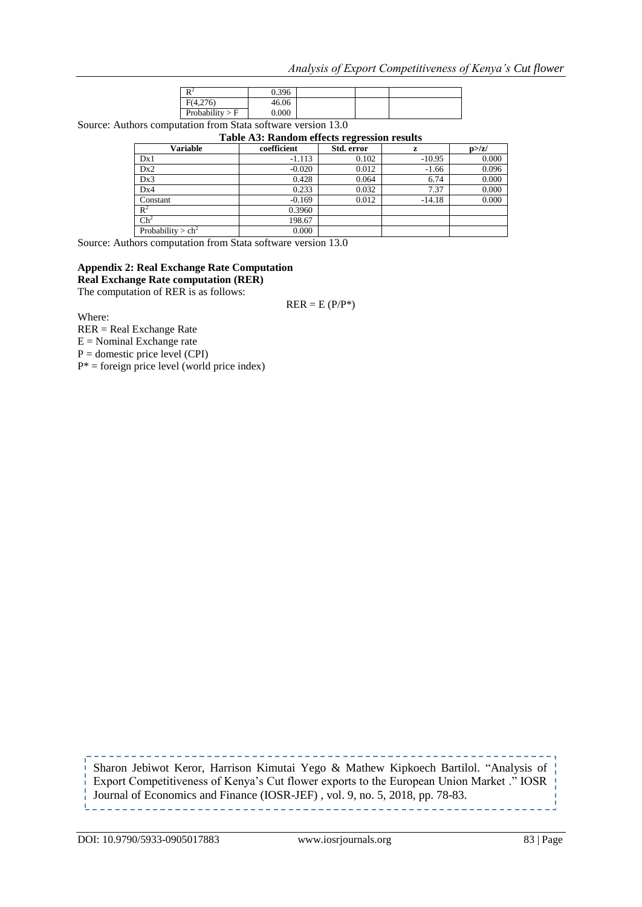| | | | | |
|---|---|---|---|---|
| $R^2$ | 0.396 | | | |
| F(4,276) | 46.06 | | | |
| Probability > F | 0.000 | | | |

Source: Authors computation from Stata software version 13.0

**Table A3: Random effects regression results**

| Variable | coefficient | Std. error | z | p>/z/ |
|---|---|---|---|---|
| Dx1 | -1.113 | 0.102 | -10.95 | 0.000 |
| Dx2 | -0.020 | 0.012 | -1.66 | 0.096 |
| Dx3 | 0.428 | 0.064 | 6.74 | 0.000 |
| Dx4 | 0.233 | 0.032 | 7.37 | 0.000 |
| Constant | -0.169 | 0.012 | -14.18 | 0.000 |
| $R^2$ | 0.3960 | | | |
| $Ch^2$ | 198.67 | | | |
| Probability > $ch^2$ | 0.000 | | | |

Source: Authors computation from Stata software version 13.0

**Appendix 2: Real Exchange Rate Computation**

**Real Exchange Rate computation (RER)**

The computation of RER is as follows:

$$RER = E\,(P/P^*)$$

Where:

RER = Real Exchange Rate

E = Nominal Exchange rate

P = domestic price level (CPI)

$P^*$ = foreign price level (world price index)

Sharon Jebiwot Keror, Harrison Kimutai Yego & Mathew Kipkoech Bartilol. "Analysis of Export Competitiveness of Kenya's Cut flower exports to the European Union Market ." IOSR Journal of Economics and Finance (IOSR-JEF) , vol. 9, no. 5, 2018, pp. 78-83.